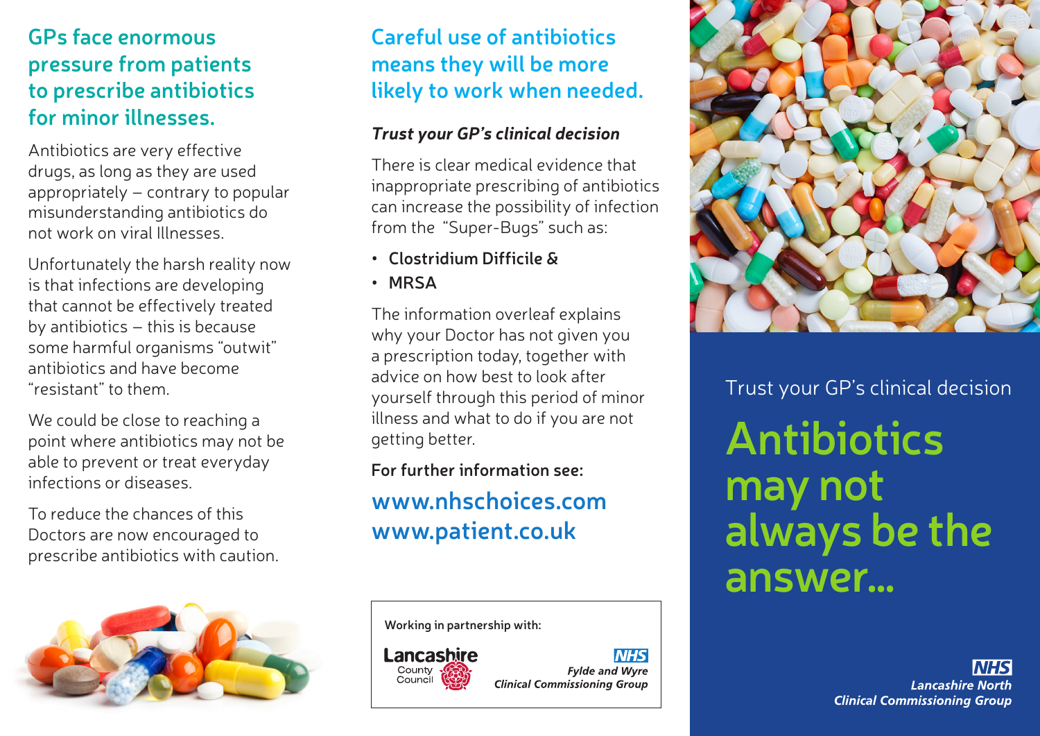## GPs face enormous pressure from patients to prescribe antibiotics for minor illnesses.

Antibiotics are very effective drugs, as long as they are used appropriately – contrary to popular misunderstanding antibiotics do not work on viral Illnesses.

Unfortunately the harsh reality now is that infections are developing that cannot be effectively treated by antibiotics – this is because some harmful organisms "outwit" antibiotics and have become "resistant" to them.

We could be close to reaching a point where antibiotics may not be able to prevent or treat everyday infections or diseases.

To reduce the chances of this Doctors are now encouraged to prescribe antibiotics with caution.

## Careful use of antibiotics means they will be more likely to work when needed.

***Trust your GP's clinical decision***

There is clear medical evidence that inappropriate prescribing of antibiotics can increase the possibility of infection from the "Super-Bugs" such as:

- **Clostridium Difficile &**
- **MRSA**

The information overleaf explains why your Doctor has not given you a prescription today, together with advice on how best to look after yourself through this period of minor illness and what to do if you are not getting better.

**For further information see:**

**www.nhschoices.com**
**www.patient.co.uk**

**Working in partnership with:**

Lancashire County Council

NHS *Fylde and Wyre Clinical Commissioning Group*

Trust your GP's clinical decision

# Antibiotics may not always be the answer...

NHS *Lancashire North Clinical Commissioning Group*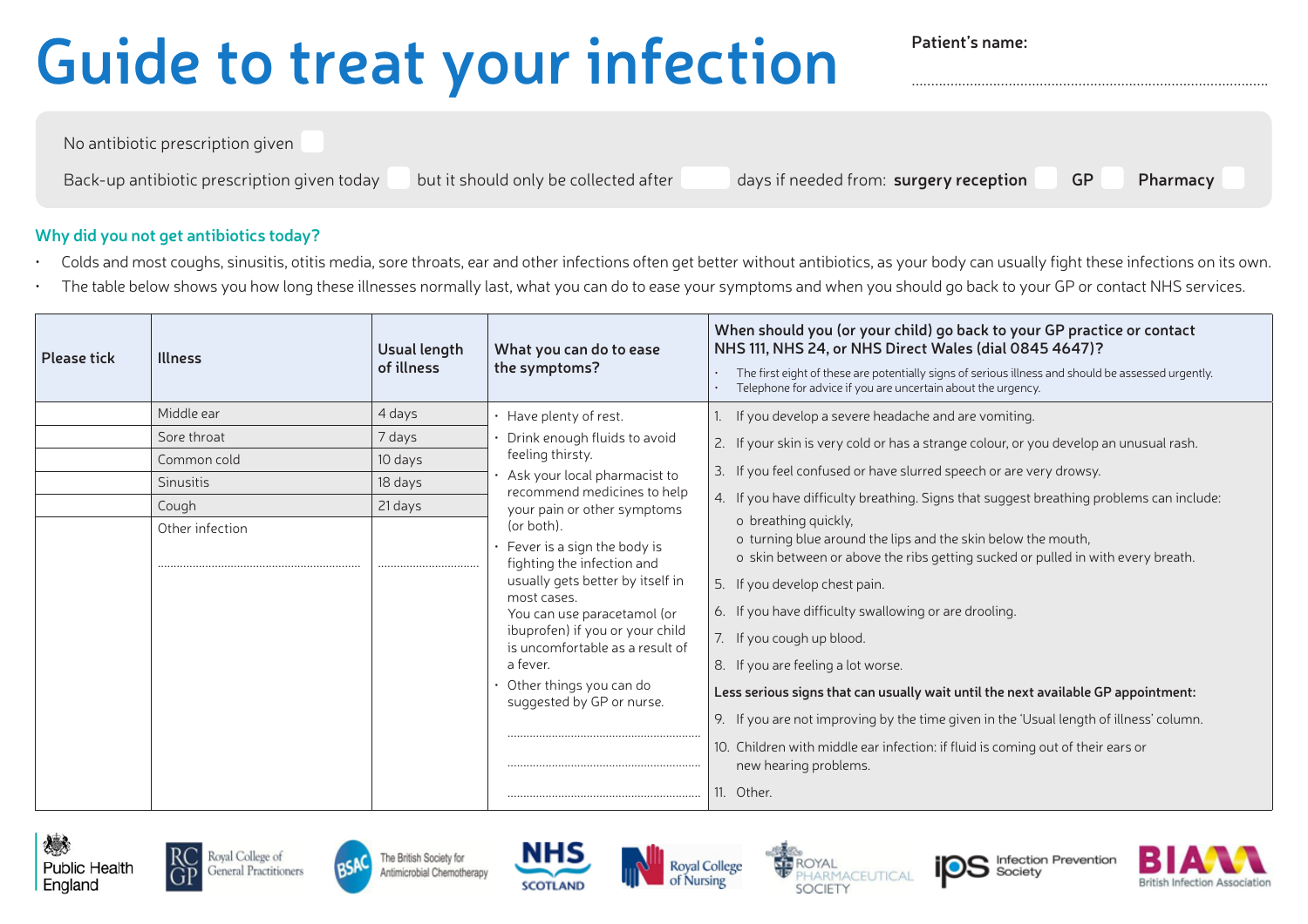# Guide to treat your infection

**Patient's name:** ..............................................................................................

No antibiotic prescription given ☐

Back-up antibiotic prescription given today ☐ but it should only be collected after ☐ days if needed from: **surgery reception** ☐ **GP** ☐ **Pharmacy** ☐

## Why did you not get antibiotics today?

- Colds and most coughs, sinusitis, otitis media, sore throats, ear and other infections often get better without antibiotics, as your body can usually fight these infections on its own.
- The table below shows you how long these illnesses normally last, what you can do to ease your symptoms and when you should go back to your GP or contact NHS services.

| Please tick | Illness | Usual length of illness | What you can do to ease the symptoms? | When should you (or your child) go back to your GP practice or contact NHS 111, NHS 24, or NHS Direct Wales (dial 0845 4647)? • The first eight of these are potentially signs of serious illness and should be assessed urgently. • Telephone for advice if you are uncertain about the urgency. |
|---|---|---|---|---|
| | Middle ear | 4 days | • Have plenty of rest.<br>• Drink enough fluids to avoid feeling thirsty.<br>• Ask your local pharmacist to recommend medicines to help your pain or other symptoms (or both).<br>• Fever is a sign the body is fighting the infection and usually gets better by itself in most cases. You can use paracetamol (or ibuprofen) if you or your child is uncomfortable as a result of a fever.<br>• Other things you can do suggested by GP or nurse.<br>..............................<br>..............................<br>.............................. | 1. If you develop a severe headache and are vomiting.<br>2. If your skin is very cold or has a strange colour, or you develop an unusual rash.<br>3. If you feel confused or have slurred speech or are very drowsy.<br>4. If you have difficulty breathing. Signs that suggest breathing problems can include:<br>o breathing quickly,<br>o turning blue around the lips and the skin below the mouth,<br>o skin between or above the ribs getting sucked or pulled in with every breath.<br>5. If you develop chest pain.<br>6. If you have difficulty swallowing or are drooling.<br>7. If you cough up blood.<br>8. If you are feeling a lot worse.<br>**Less serious signs that can usually wait until the next available GP appointment:**<br>9. If you are not improving by the time given in the 'Usual length of illness' column.<br>10. Children with middle ear infection: if fluid is coming out of their ears or new hearing problems.<br>11. Other. |
| | Sore throat | 7 days | | |
| | Common cold | 10 days | | |
| | Sinusitis | 18 days | | |
| | Cough | 21 days | | |
| | Other infection<br>.............................................. | .............................. | | |

Public Health England · Royal College of General Practitioners · The British Society for Antimicrobial Chemotherapy · NHS Scotland · Royal College of Nursing · Royal Pharmaceutical Society · Infection Prevention Society · British Infection Association